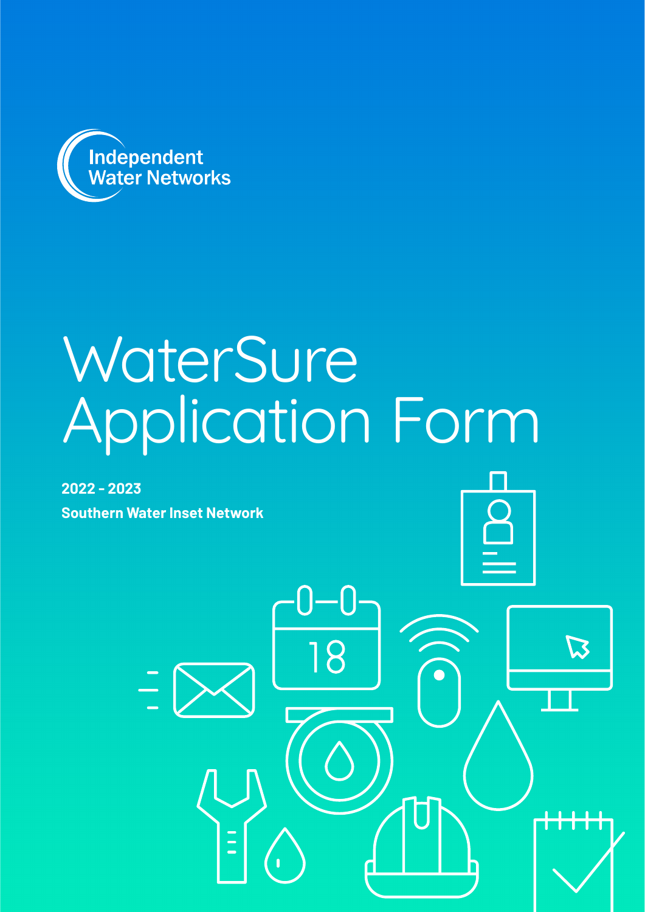Independent Water Networks

# WaterSure Application Form

**2022 - 2023**

**Southern Water Inset Network**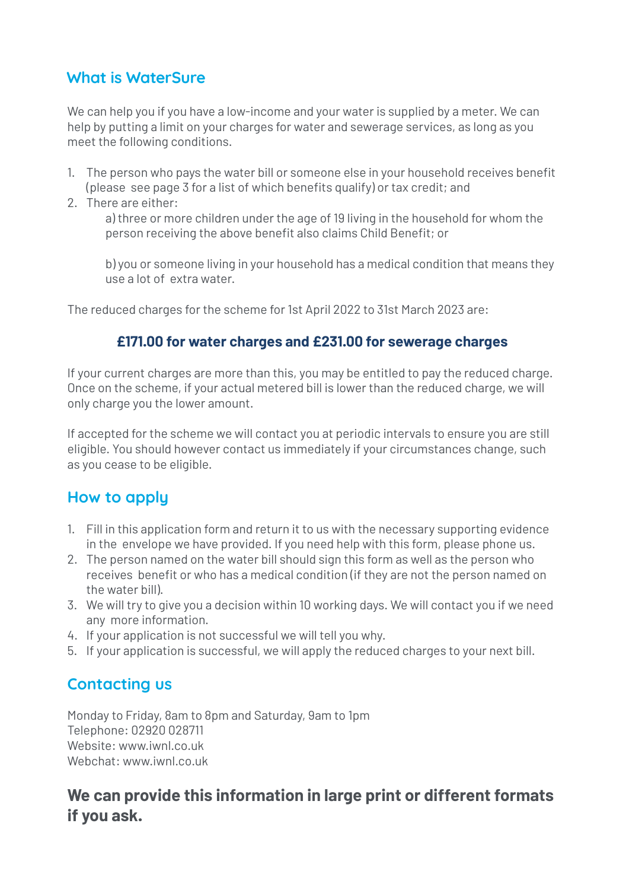## What is WaterSure

We can help you if you have a low-income and your water is supplied by a meter. We can help by putting a limit on your charges for water and sewerage services, as long as you meet the following conditions.

1. The person who pays the water bill or someone else in your household receives benefit (please see page 3 for a list of which benefits qualify) or tax credit; and
2. There are either:

   a) three or more children under the age of 19 living in the household for whom the person receiving the above benefit also claims Child Benefit; or

   b) you or someone living in your household has a medical condition that means they use a lot of extra water.

The reduced charges for the scheme for 1st April 2022 to 31st March 2023 are:

**£171.00 for water charges and £231.00 for sewerage charges**

If your current charges are more than this, you may be entitled to pay the reduced charge. Once on the scheme, if your actual metered bill is lower than the reduced charge, we will only charge you the lower amount.

If accepted for the scheme we will contact you at periodic intervals to ensure you are still eligible. You should however contact us immediately if your circumstances change, such as you cease to be eligible.

## How to apply

1. Fill in this application form and return it to us with the necessary supporting evidence in the envelope we have provided. If you need help with this form, please phone us.
2. The person named on the water bill should sign this form as well as the person who receives benefit or who has a medical condition (if they are not the person named on the water bill).
3. We will try to give you a decision within 10 working days. We will contact you if we need any more information.
4. If your application is not successful we will tell you why.
5. If your application is successful, we will apply the reduced charges to your next bill.

## Contacting us

Monday to Friday, 8am to 8pm and Saturday, 9am to 1pm
Telephone: 02920 028711
Website: www.iwnl.co.uk
Webchat: www.iwnl.co.uk

**We can provide this information in large print or different formats if you ask.**